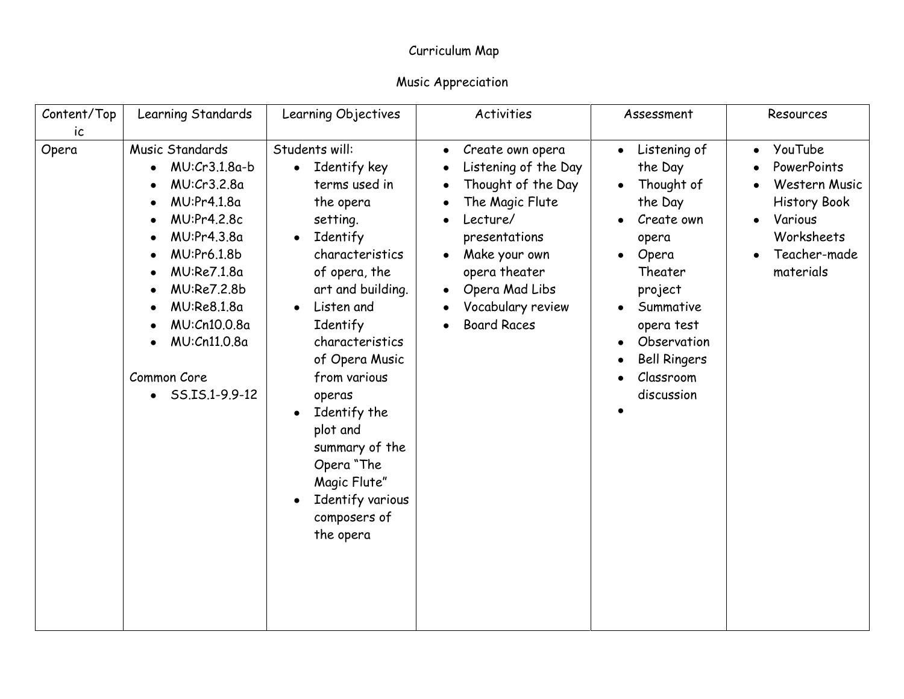Curriculum Map

Music Appreciation

| Content/Topic | Learning Standards | Learning Objectives | Activities | Assessment | Resources |
|---|---|---|---|---|---|
| Opera | Music Standards<br>• MU:Cr3.1.8a-b<br>• MU:Cr3.2.8a<br>• MU:Pr4.1.8a<br>• MU:Pr4.2.8c<br>• MU:Pr4.3.8a<br>• MU:Pr6.1.8b<br>• MU:Re7.1.8a<br>• MU:Re7.2.8b<br>• MU:Re8.1.8a<br>• MU:Cn10.0.8a<br>• MU:Cn11.0.8a<br><br>Common Core<br>• SS.IS.1-9.9-12 | Students will:<br>• Identify key terms used in the opera setting.<br>• Identify characteristics of opera, the art and building.<br>• Listen and Identify characteristics of Opera Music from various operas<br>• Identify the plot and summary of the Opera "The Magic Flute"<br>• Identify various composers of the opera | • Create own opera<br>• Listening of the Day<br>• Thought of the Day<br>• The Magic Flute<br>• Lecture/ presentations<br>• Make your own opera theater<br>• Opera Mad Libs<br>• Vocabulary review<br>• Board Races | • Listening of the Day<br>• Thought of the Day<br>• Create own opera<br>• Opera Theater project<br>• Summative opera test<br>• Observation<br>• Bell Ringers<br>• Classroom discussion<br>• | • YouTube<br>• PowerPoints<br>• Western Music History Book<br>• Various Worksheets<br>• Teacher-made materials |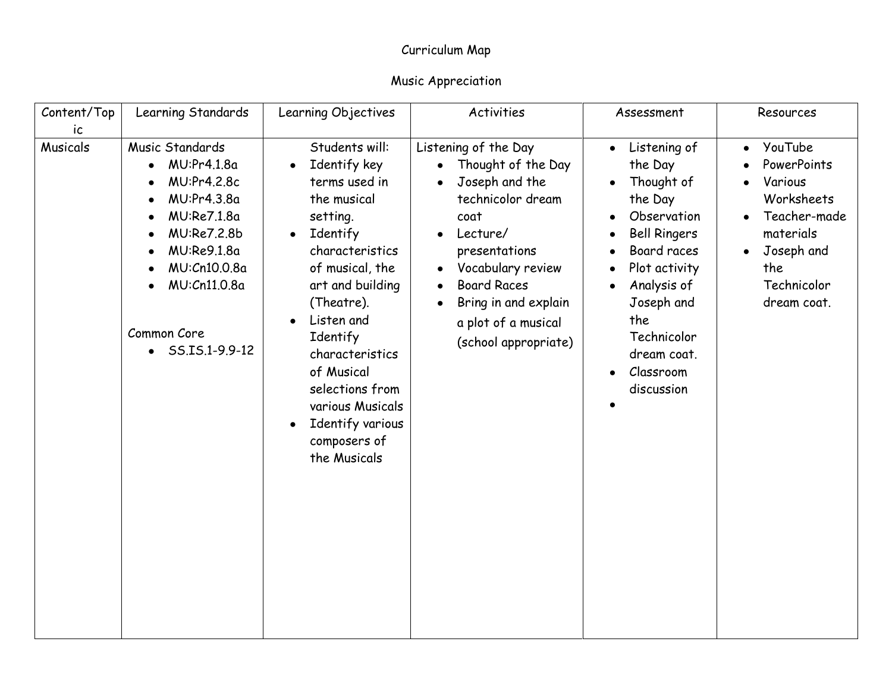Curriculum Map

Music Appreciation

| Content/Topic | Learning Standards | Learning Objectives | Activities | Assessment | Resources |
|---|---|---|---|---|---|
| Musicals | Music Standards<br>• MU:Pr4.1.8a<br>• MU:Pr4.2.8c<br>• MU:Pr4.3.8a<br>• MU:Re7.1.8a<br>• MU:Re7.2.8b<br>• MU:Re9.1.8a<br>• MU:Cn10.0.8a<br>• MU:Cn11.0.8a<br><br>Common Core<br>• SS.IS.1-9.9-12 | Students will:<br>• Identify key terms used in the musical setting.<br>• Identify characteristics of musical, the art and building (Theatre).<br>• Listen and Identify characteristics of Musical selections from various Musicals<br>• Identify various composers of the Musicals | Listening of the Day<br>• Thought of the Day<br>• Joseph and the technicolor dream coat<br>• Lecture/ presentations<br>• Vocabulary review<br>• Board Races<br>• Bring in and explain a plot of a musical (school appropriate) | • Listening of the Day<br>• Thought of the Day<br>• Observation<br>• Bell Ringers<br>• Board races<br>• Plot activity<br>• Analysis of Joseph and the Technicolor dream coat.<br>• Classroom discussion<br>• | • YouTube<br>• PowerPoints<br>• Various Worksheets<br>• Teacher-made materials<br>• Joseph and the Technicolor dream coat. |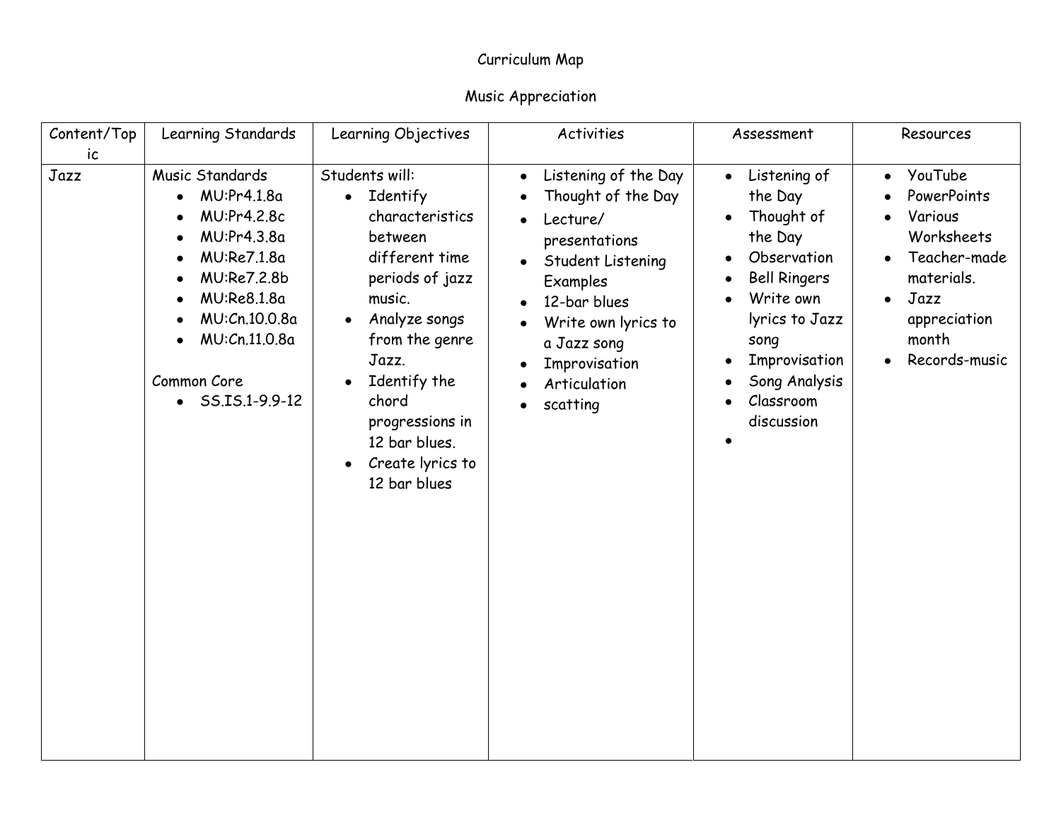Curriculum Map

Music Appreciation

| Content/Topic | Learning Standards | Learning Objectives | Activities | Assessment | Resources |
|---|---|---|---|---|---|
| Jazz | Music Standards<br>• MU:Pr4.1.8a<br>• MU:Pr4.2.8c<br>• MU:Pr4.3.8a<br>• MU:Re7.1.8a<br>• MU:Re7.2.8b<br>• MU:Re8.1.8a<br>• MU:Cn.10.0.8a<br>• MU:Cn.11.0.8a<br><br>Common Core<br>• SS.IS.1-9.9-12 | Students will:<br>• Identify characteristics between different time periods of jazz music.<br>• Analyze songs from the genre Jazz.<br>• Identify the chord progressions in 12 bar blues.<br>• Create lyrics to 12 bar blues | • Listening of the Day<br>• Thought of the Day<br>• Lecture/ presentations<br>• Student Listening Examples<br>• 12-bar blues<br>• Write own lyrics to a Jazz song<br>• Improvisation<br>• Articulation<br>• scatting | • Listening of the Day<br>• Thought of the Day<br>• Observation<br>• Bell Ringers<br>• Write own lyrics to Jazz song<br>• Improvisation<br>• Song Analysis<br>• Classroom discussion<br>• | • YouTube<br>• PowerPoints<br>• Various Worksheets<br>• Teacher-made materials.<br>• Jazz appreciation month<br>• Records-music |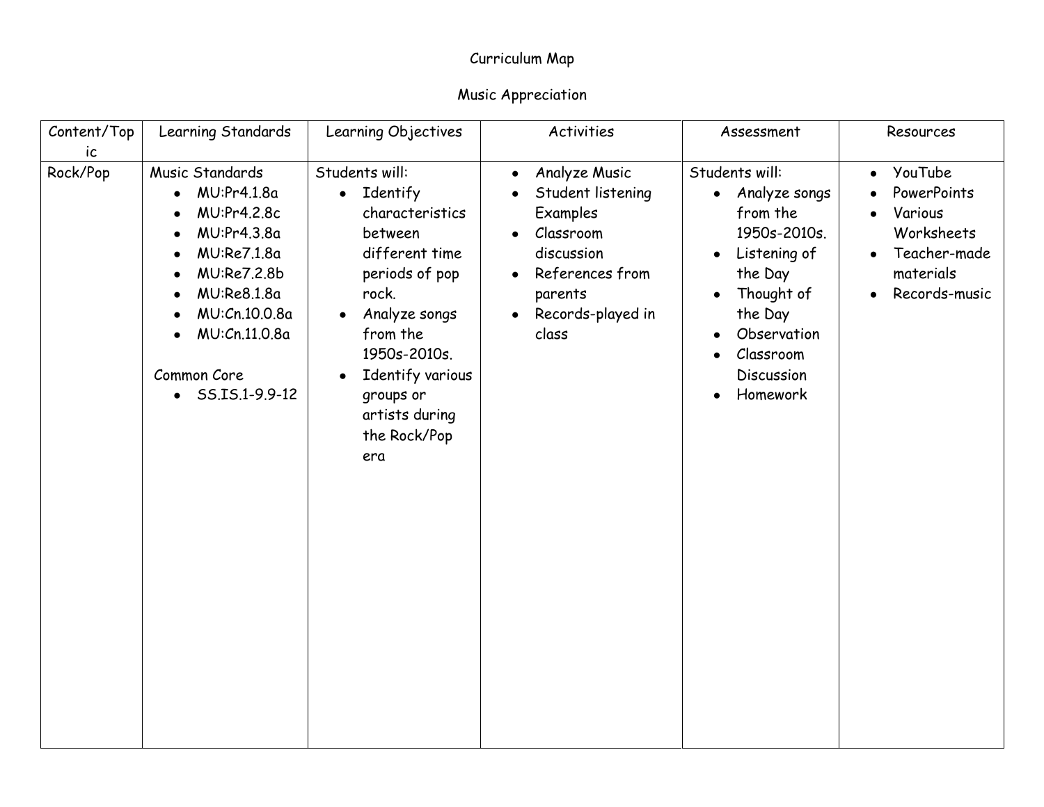Curriculum Map

Music Appreciation

| Content/Topic | Learning Standards | Learning Objectives | Activities | Assessment | Resources |
|---|---|---|---|---|---|
| Rock/Pop | Music Standards<br>• MU:Pr4.1.8a<br>• MU:Pr4.2.8c<br>• MU:Pr4.3.8a<br>• MU:Re7.1.8a<br>• MU:Re7.2.8b<br>• MU:Re8.1.8a<br>• MU:Cn.10.0.8a<br>• MU:Cn.11.0.8a<br><br>Common Core<br>• SS.IS.1-9.9-12 | Students will:<br>• Identify characteristics between different time periods of pop rock.<br>• Analyze songs from the 1950s-2010s.<br>• Identify various groups or artists during the Rock/Pop era | • Analyze Music<br>• Student listening Examples<br>• Classroom discussion<br>• References from parents<br>• Records-played in class | Students will:<br>• Analyze songs from the 1950s-2010s.<br>• Listening of the Day<br>• Thought of the Day<br>• Observation<br>• Classroom Discussion<br>• Homework | • YouTube<br>• PowerPoints<br>• Various Worksheets<br>• Teacher-made materials<br>• Records-music |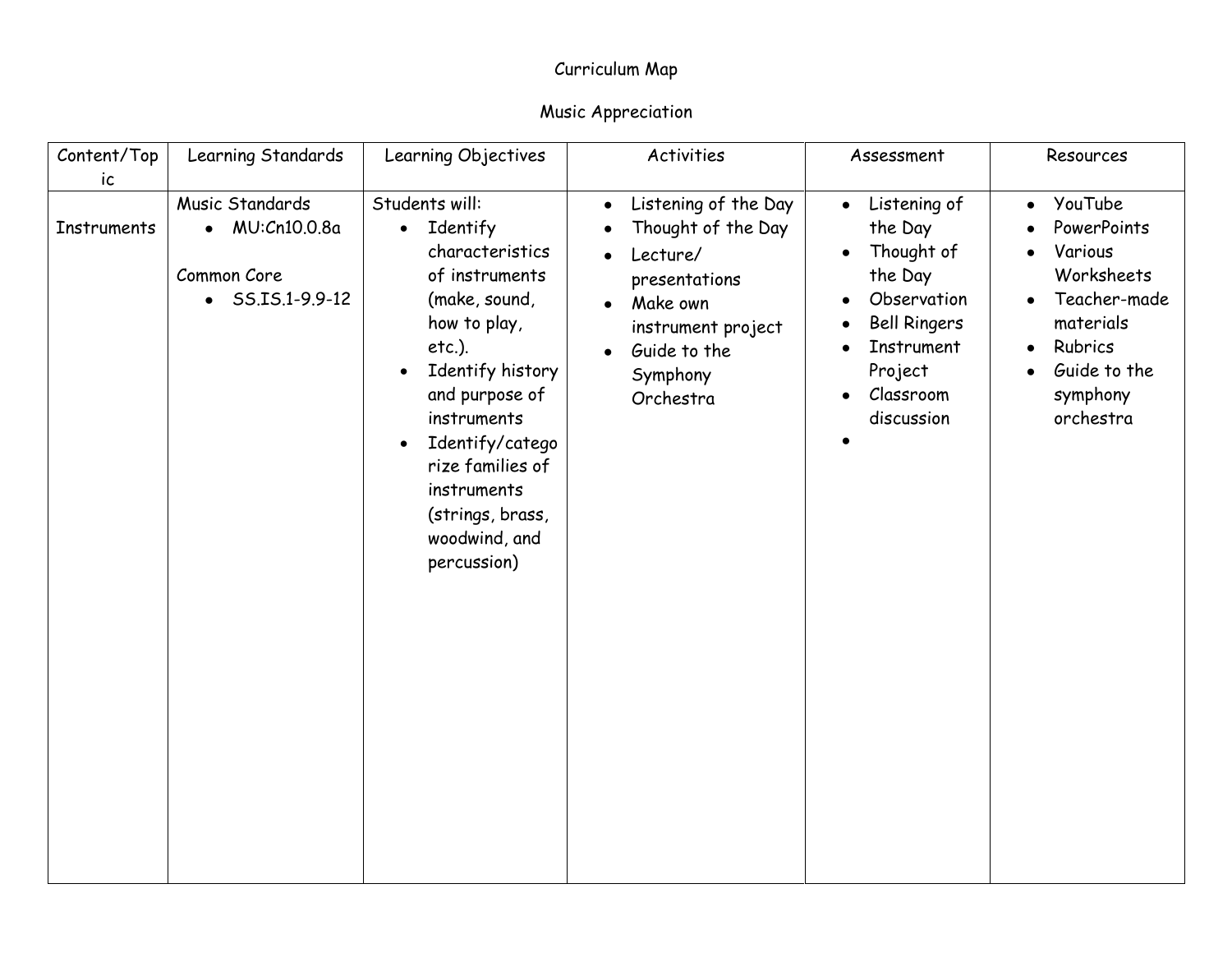Curriculum Map

Music Appreciation

| Content/Topic | Learning Standards | Learning Objectives | Activities | Assessment | Resources |
|---|---|---|---|---|---|
| Instruments | Music Standards<br>• MU:Cn10.0.8a<br><br>Common Core<br>• SS.IS.1-9.9-12 | Students will:<br>• Identify characteristics of instruments (make, sound, how to play, etc.).<br>• Identify history and purpose of instruments<br>• Identify/categorize families of instruments (strings, brass, woodwind, and percussion) | • Listening of the Day<br>• Thought of the Day<br>• Lecture/ presentations<br>• Make own instrument project<br>• Guide to the Symphony Orchestra | • Listening of the Day<br>• Thought of the Day<br>• Observation<br>• Bell Ringers<br>• Instrument Project<br>• Classroom discussion<br>• | • YouTube<br>• PowerPoints<br>• Various Worksheets<br>• Teacher-made materials<br>• Rubrics<br>• Guide to the symphony orchestra |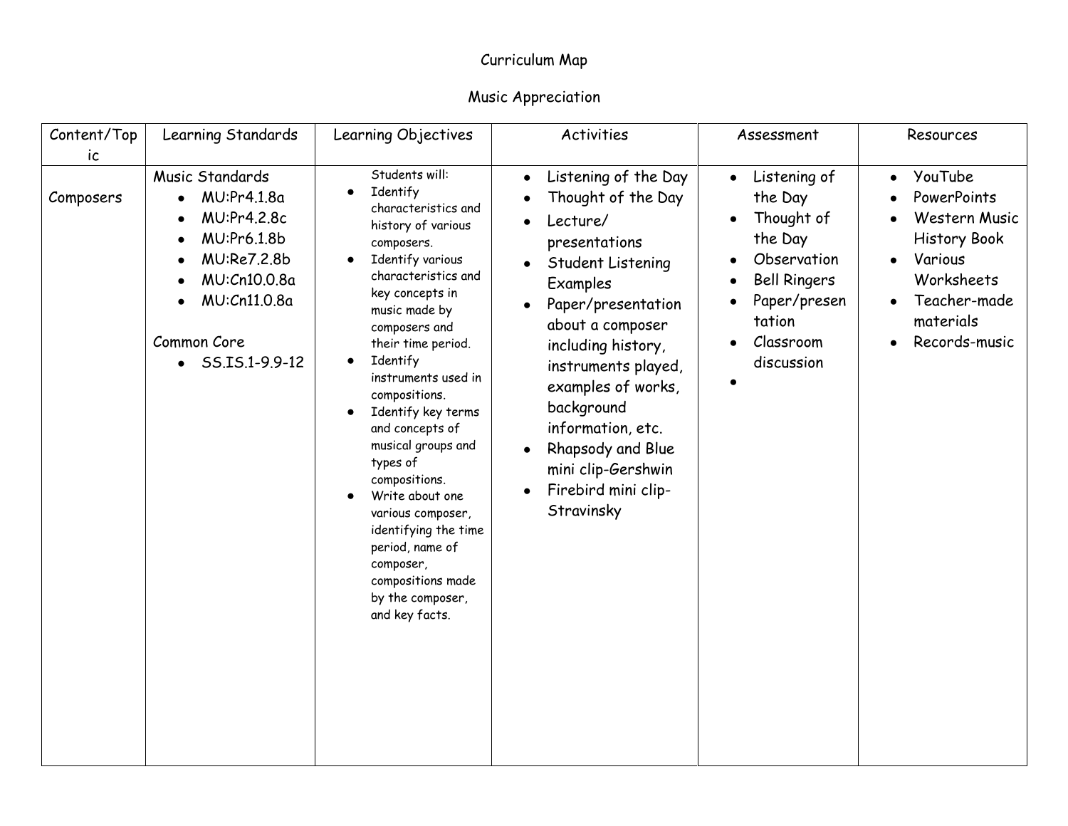Curriculum Map

Music Appreciation

| Content/Topic | Learning Standards | Learning Objectives | Activities | Assessment | Resources |
|---|---|---|---|---|---|
| Composers | Music Standards<br>• MU:Pr4.1.8a<br>• MU:Pr4.2.8c<br>• MU:Pr6.1.8b<br>• MU:Re7.2.8b<br>• MU:Cn10.0.8a<br>• MU:Cn11.0.8a<br><br>Common Core<br>• SS.IS.1-9.9-12 | Students will:<br>• Identify characteristics and history of various composers.<br>• Identify various characteristics and key concepts in music made by composers and their time period.<br>• Identify instruments used in compositions.<br>• Identify key terms and concepts of musical groups and types of compositions.<br>• Write about one various composer, identifying the time period, name of composer, compositions made by the composer, and key facts. | • Listening of the Day<br>• Thought of the Day<br>• Lecture/ presentations<br>• Student Listening Examples<br>• Paper/presentation about a composer including history, instruments played, examples of works, background information, etc.<br>• Rhapsody and Blue mini clip-Gershwin<br>• Firebird mini clip-Stravinsky | • Listening of the Day<br>• Thought of the Day<br>• Observation<br>• Bell Ringers<br>• Paper/presentation<br>• Classroom discussion<br>• | • YouTube<br>• PowerPoints<br>• Western Music History Book<br>• Various Worksheets<br>• Teacher-made materials<br>• Records-music |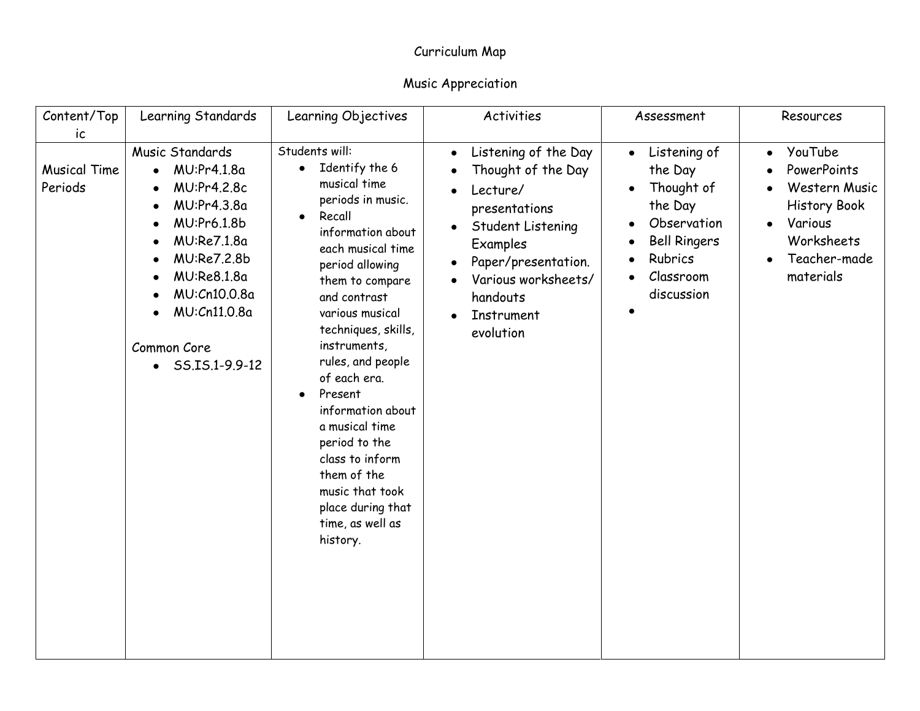Curriculum Map

Music Appreciation

| Content/Topic | Learning Standards | Learning Objectives | Activities | Assessment | Resources |
|---|---|---|---|---|---|
| Musical Time Periods | Music Standards<br>• MU:Pr4.1.8a<br>• MU:Pr4.2.8c<br>• MU:Pr4.3.8a<br>• MU:Pr6.1.8b<br>• MU:Re7.1.8a<br>• MU:Re7.2.8b<br>• MU:Re8.1.8a<br>• MU:Cn10.0.8a<br>• MU:Cn11.0.8a<br><br>Common Core<br>• SS.IS.1-9.9-12 | Students will:<br>• Identify the 6 musical time periods in music.<br>• Recall information about each musical time period allowing them to compare and contrast various musical techniques, skills, instruments, rules, and people of each era.<br>• Present information about a musical time period to the class to inform them of the music that took place during that time, as well as history. | • Listening of the Day<br>• Thought of the Day<br>• Lecture/ presentations<br>• Student Listening Examples<br>• Paper/presentation.<br>• Various worksheets/ handouts<br>• Instrument evolution | • Listening of the Day<br>• Thought of the Day<br>• Observation<br>• Bell Ringers<br>• Rubrics<br>• Classroom discussion<br>• | • YouTube<br>• PowerPoints<br>• Western Music History Book<br>• Various Worksheets<br>• Teacher-made materials |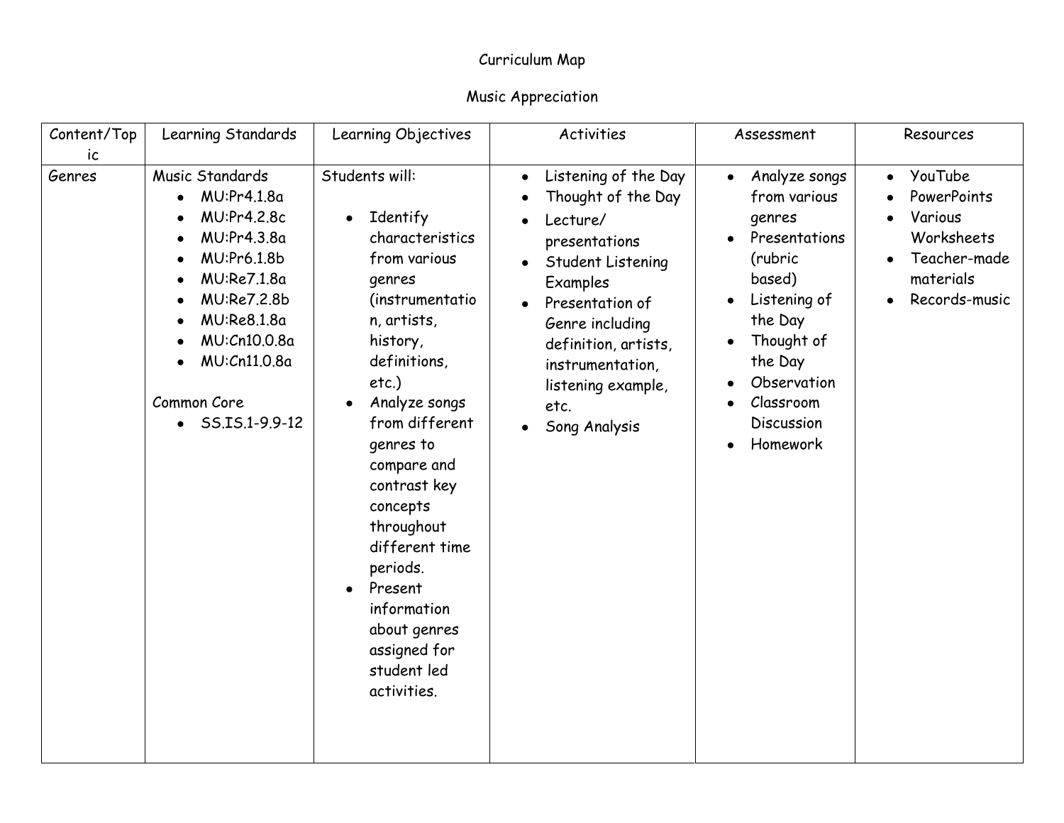Curriculum Map

Music Appreciation

| Content/Topic | Learning Standards | Learning Objectives | Activities | Assessment | Resources |
|---|---|---|---|---|---|
| Genres | Music Standards<br>• MU:Pr4.1.8a<br>• MU:Pr4.2.8c<br>• MU:Pr4.3.8a<br>• MU:Pr6.1.8b<br>• MU:Re7.1.8a<br>• MU:Re7.2.8b<br>• MU:Re8.1.8a<br>• MU:Cn10.0.8a<br>• MU:Cn11.0.8a<br><br>Common Core<br>• SS.IS.1-9.9-12 | Students will:<br><br>• Identify characteristics from various genres (instrumentation, artists, history, definitions, etc.)<br>• Analyze songs from different genres to compare and contrast key concepts throughout different time periods.<br>• Present information about genres assigned for student led activities. | • Listening of the Day<br>• Thought of the Day<br>• Lecture/ presentations<br>• Student Listening Examples<br>• Presentation of Genre including definition, artists, instrumentation, listening example, etc.<br>• Song Analysis | • Analyze songs from various genres<br>• Presentations (rubric based)<br>• Listening of the Day<br>• Thought of the Day<br>• Observation<br>• Classroom Discussion<br>• Homework | • YouTube<br>• PowerPoints<br>• Various Worksheets<br>• Teacher-made materials<br>• Records-music |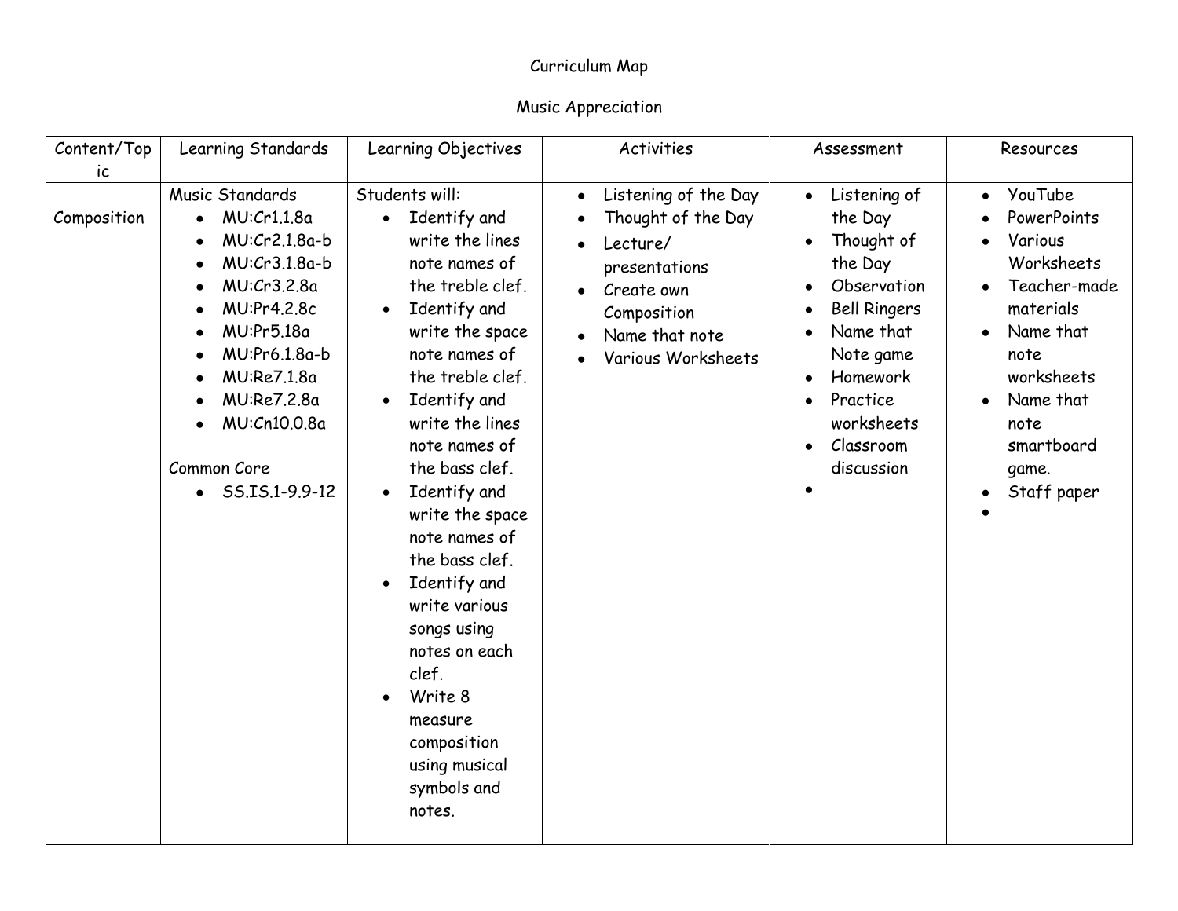Curriculum Map

Music Appreciation

| Content/Topic | Learning Standards | Learning Objectives | Activities | Assessment | Resources |
|---|---|---|---|---|---|
| Composition | Music Standards<br>• MU:Cr1.1.8a<br>• MU:Cr2.1.8a-b<br>• MU:Cr3.1.8a-b<br>• MU:Cr3.2.8a<br>• MU:Pr4.2.8c<br>• MU:Pr5.18a<br>• MU:Pr6.1.8a-b<br>• MU:Re7.1.8a<br>• MU:Re7.2.8a<br>• MU:Cn10.0.8a<br><br>Common Core<br>• SS.IS.1-9.9-12 | Students will:<br>• Identify and write the lines note names of the treble clef.<br>• Identify and write the space note names of the treble clef.<br>• Identify and write the lines note names of the bass clef.<br>• Identify and write the space note names of the bass clef.<br>• Identify and write various songs using notes on each clef.<br>• Write 8 measure composition using musical symbols and notes. | • Listening of the Day<br>• Thought of the Day<br>• Lecture/ presentations<br>• Create own Composition<br>• Name that note<br>• Various Worksheets | • Listening of the Day<br>• Thought of the Day<br>• Observation<br>• Bell Ringers<br>• Name that Note game<br>• Homework<br>• Practice worksheets<br>• Classroom discussion<br>• | • YouTube<br>• PowerPoints<br>• Various Worksheets<br>• Teacher-made materials<br>• Name that note worksheets<br>• Name that note smartboard game.<br>• Staff paper<br>• |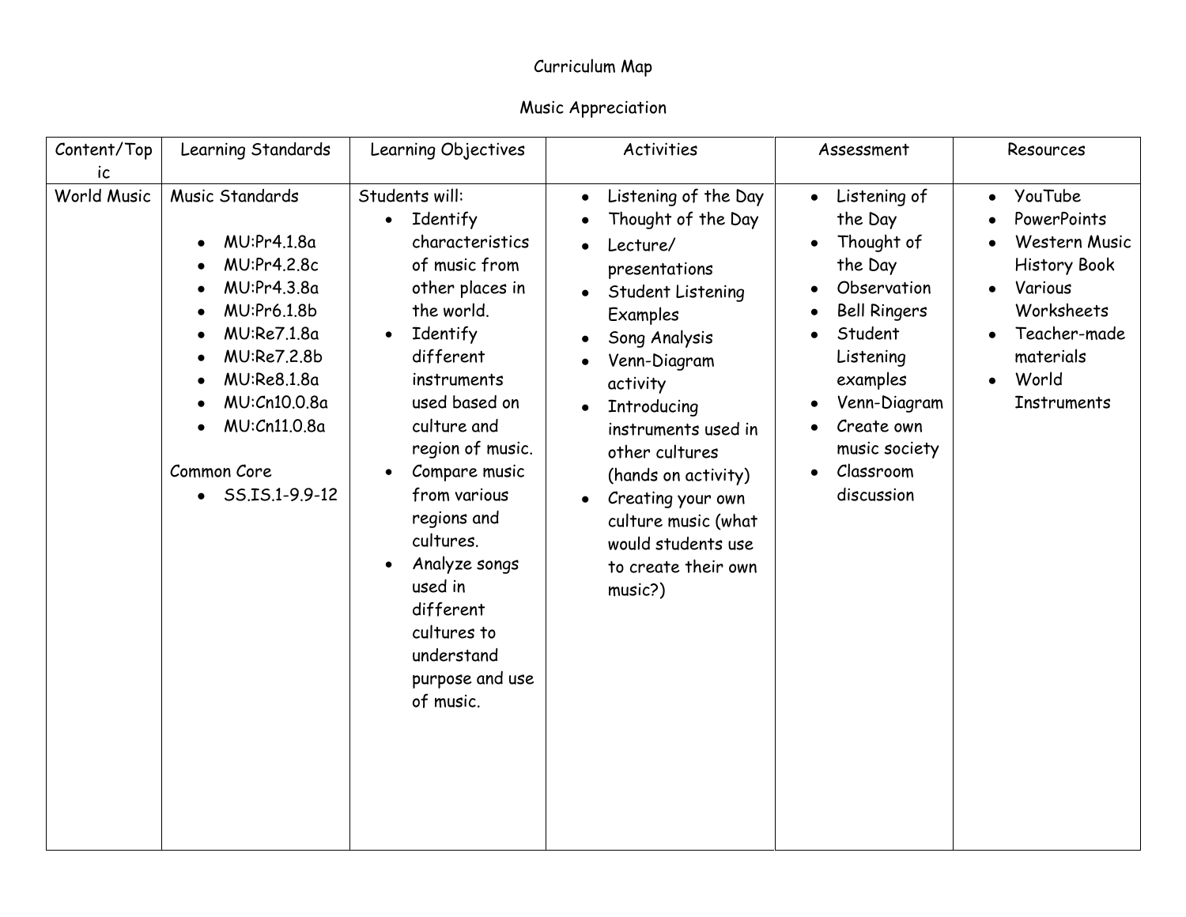Curriculum Map

Music Appreciation

| Content/Topic | Learning Standards | Learning Objectives | Activities | Assessment | Resources |
|---|---|---|---|---|---|
| World Music | Music Standards<br><br>• MU:Pr4.1.8a<br>• MU:Pr4.2.8c<br>• MU:Pr4.3.8a<br>• MU:Pr6.1.8b<br>• MU:Re7.1.8a<br>• MU:Re7.2.8b<br>• MU:Re8.1.8a<br>• MU:Cn10.0.8a<br>• MU:Cn11.0.8a<br><br>Common Core<br>• SS.IS.1-9.9-12 | Students will:<br>• Identify characteristics of music from other places in the world.<br>• Identify different instruments used based on culture and region of music.<br>• Compare music from various regions and cultures.<br>• Analyze songs used in different cultures to understand purpose and use of music. | • Listening of the Day<br>• Thought of the Day<br>• Lecture/ presentations<br>• Student Listening Examples<br>• Song Analysis<br>• Venn-Diagram activity<br>• Introducing instruments used in other cultures (hands on activity)<br>• Creating your own culture music (what would students use to create their own music?) | • Listening of the Day<br>• Thought of the Day<br>• Observation<br>• Bell Ringers<br>• Student Listening examples<br>• Venn-Diagram<br>• Create own music society<br>• Classroom discussion | • YouTube<br>• PowerPoints<br>• Western Music History Book<br>• Various Worksheets<br>• Teacher-made materials<br>• World Instruments |